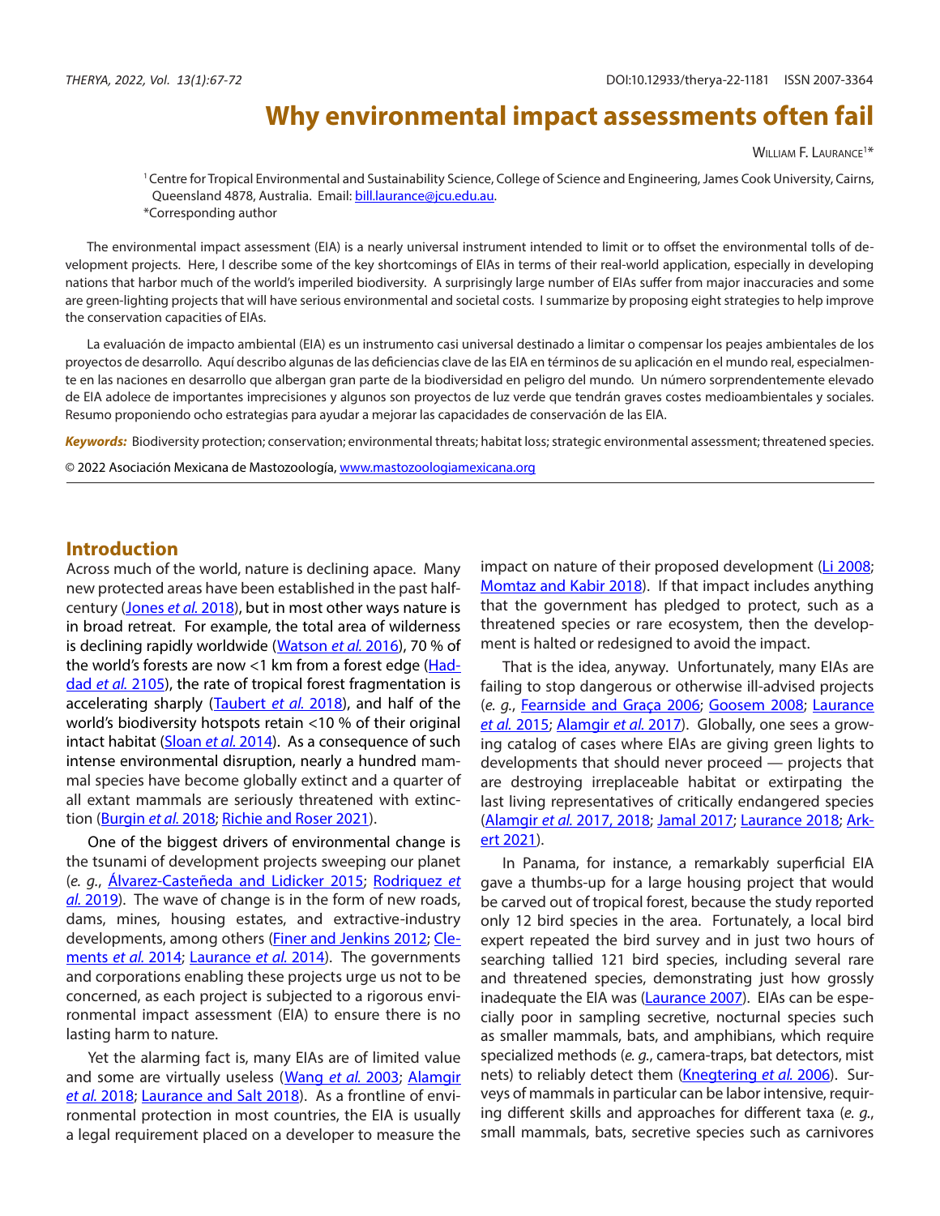# Why environmental impact assessments often fail

William F. Laurance[1]*

[1] Centre for Tropical Environmental and Sustainability Science, College of Science and Engineering, James Cook University, Cairns, Queensland 4878, Australia. Email: bill.laurance@jcu.edu.au.

*Corresponding author

The environmental impact assessment (EIA) is a nearly universal instrument intended to limit or to offset the environmental tolls of development projects. Here, I describe some of the key shortcomings of EIAs in terms of their real-world application, especially in developing nations that harbor much of the world's imperiled biodiversity. A surprisingly large number of EIAs suffer from major inaccuracies and some are green-lighting projects that will have serious environmental and societal costs. I summarize by proposing eight strategies to help improve the conservation capacities of EIAs.

La evaluación de impacto ambiental (EIA) es un instrumento casi universal destinado a limitar o compensar los peajes ambientales de los proyectos de desarrollo. Aquí describo algunas de las deficiencias clave de las EIA en términos de su aplicación en el mundo real, especialmente en las naciones en desarrollo que albergan gran parte de la biodiversidad en peligro del mundo. Un número sorprendentemente elevado de EIA adolece de importantes imprecisiones y algunos son proyectos de luz verde que tendrán graves costes medioambientales y sociales. Resumo proponiendo ocho estrategias para ayudar a mejorar las capacidades de conservación de las EIA.

***Keywords:*** Biodiversity protection; conservation; environmental threats; habitat loss; strategic environmental assessment; threatened species.

© 2022 Asociación Mexicana de Mastozoología, www.mastozoologiamexicana.org

## Introduction

Across much of the world, nature is declining apace. Many new protected areas have been established in the past half-century (Jones *et al.* 2018), but in most other ways nature is in broad retreat. For example, the total area of wilderness is declining rapidly worldwide (Watson *et al.* 2016), 70 % of the world's forests are now <1 km from a forest edge (Haddad *et al.* 2105), the rate of tropical forest fragmentation is accelerating sharply (Taubert *et al.* 2018), and half of the world's biodiversity hotspots retain <10 % of their original intact habitat (Sloan *et al.* 2014). As a consequence of such intense environmental disruption, nearly a hundred mammal species have become globally extinct and a quarter of all extant mammals are seriously threatened with extinction (Burgin *et al.* 2018; Richie and Roser 2021).

One of the biggest drivers of environmental change is the tsunami of development projects sweeping our planet (*e. g.*, Álvarez-Casteñeda and Lidicker 2015; Rodriquez *et al.* 2019). The wave of change is in the form of new roads, dams, mines, housing estates, and extractive-industry developments, among others (Finer and Jenkins 2012; Clements *et al.* 2014; Laurance *et al.* 2014). The governments and corporations enabling these projects urge us not to be concerned, as each project is subjected to a rigorous environmental impact assessment (EIA) to ensure there is no lasting harm to nature.

Yet the alarming fact is, many EIAs are of limited value and some are virtually useless (Wang *et al.* 2003; Alamgir *et al.* 2018; Laurance and Salt 2018). As a frontline of environmental protection in most countries, the EIA is usually a legal requirement placed on a developer to measure the impact on nature of their proposed development (Li 2008; Momtaz and Kabir 2018). If that impact includes anything that the government has pledged to protect, such as a threatened species or rare ecosystem, then the development is halted or redesigned to avoid the impact.

That is the idea, anyway. Unfortunately, many EIAs are failing to stop dangerous or otherwise ill-advised projects (*e. g.*, Fearnside and Graça 2006; Goosem 2008; Laurance *et al.* 2015; Alamgir *et al.* 2017). Globally, one sees a growing catalog of cases where EIAs are giving green lights to developments that should never proceed — projects that are destroying irreplaceable habitat or extirpating the last living representatives of critically endangered species (Alamgir *et al.* 2017, 2018; Jamal 2017; Laurance 2018; Arkert 2021).

In Panama, for instance, a remarkably superficial EIA gave a thumbs-up for a large housing project that would be carved out of tropical forest, because the study reported only 12 bird species in the area. Fortunately, a local bird expert repeated the bird survey and in just two hours of searching tallied 121 bird species, including several rare and threatened species, demonstrating just how grossly inadequate the EIA was (Laurance 2007). EIAs can be especially poor in sampling secretive, nocturnal species such as smaller mammals, bats, and amphibians, which require specialized methods (*e. g.*, camera-traps, bat detectors, mist nets) to reliably detect them (Knegtering *et al.* 2006). Surveys of mammals in particular can be labor intensive, requiring different skills and approaches for different taxa (*e. g.*, small mammals, bats, secretive species such as carnivores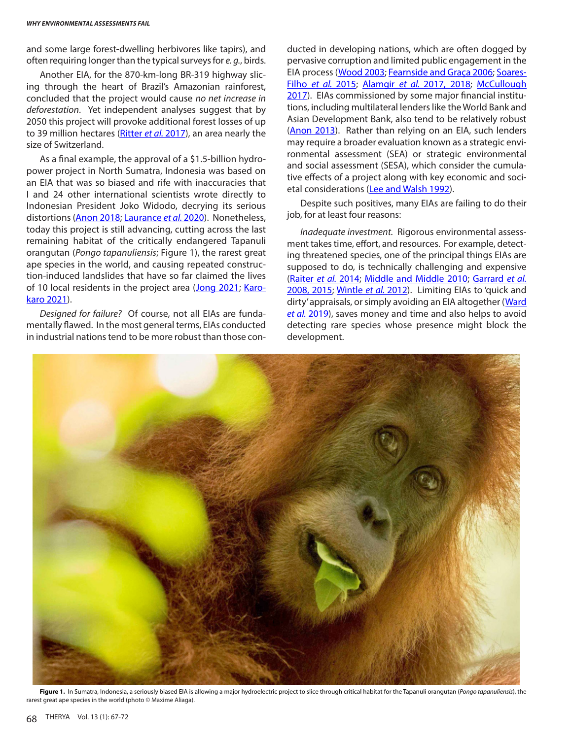and some large forest-dwelling herbivores like tapirs), and often requiring longer than the typical surveys for *e. g.*, birds.

Another EIA, for the 870-km-long BR-319 highway slicing through the heart of Brazil's Amazonian rainforest, concluded that the project would cause *no net increase in deforestation*. Yet independent analyses suggest that by 2050 this project will provoke additional forest losses of up to 39 million hectares (Ritter *et al.* 2017), an area nearly the size of Switzerland.

As a final example, the approval of a $1.5-billion hydropower project in North Sumatra, Indonesia was based on an EIA that was so biased and rife with inaccuracies that I and 24 other international scientists wrote directly to Indonesian President Joko Widodo, decrying its serious distortions (Anon 2018; Laurance *et al.* 2020). Nonetheless, today this project is still advancing, cutting across the last remaining habitat of the critically endangered Tapanuli orangutan (*Pongo tapanuliensis*; Figure 1), the rarest great ape species in the world, and causing repeated construction-induced landslides that have so far claimed the lives of 10 local residents in the project area (Jong 2021; Karokaro 2021).

*Designed for failure?* Of course, not all EIAs are fundamentally flawed. In the most general terms, EIAs conducted in industrial nations tend to be more robust than those conducted in developing nations, which are often dogged by pervasive corruption and limited public engagement in the EIA process (Wood 2003; Fearnside and Graça 2006; Soares-Filho *et al.* 2015; Alamgir *et al.* 2017, 2018; McCullough 2017). EIAs commissioned by some major financial institutions, including multilateral lenders like the World Bank and Asian Development Bank, also tend to be relatively robust (Anon 2013). Rather than relying on an EIA, such lenders may require a broader evaluation known as a strategic environmental assessment (SEA) or strategic environmental and social assessment (SESA), which consider the cumulative effects of a project along with key economic and societal considerations (Lee and Walsh 1992).

Despite such positives, many EIAs are failing to do their job, for at least four reasons:

*Inadequate investment.* Rigorous environmental assessment takes time, effort, and resources. For example, detecting threatened species, one of the principal things EIAs are supposed to do, is technically challenging and expensive (Raiter *et al.* 2014; Middle and Middle 2010; Garrard *et al.* 2008, 2015; Wintle *et al.* 2012). Limiting EIAs to 'quick and dirty' appraisals, or simply avoiding an EIA altogether (Ward *et al.* 2019), saves money and time and also helps to avoid detecting rare species whose presence might block the development.

**Figure 1.** In Sumatra, Indonesia, a seriously biased EIA is allowing a major hydroelectric project to slice through critical habitat for the Tapanuli orangutan (*Pongo tapanuliensis*), the rarest great ape species in the world (photo © Maxime Aliaga).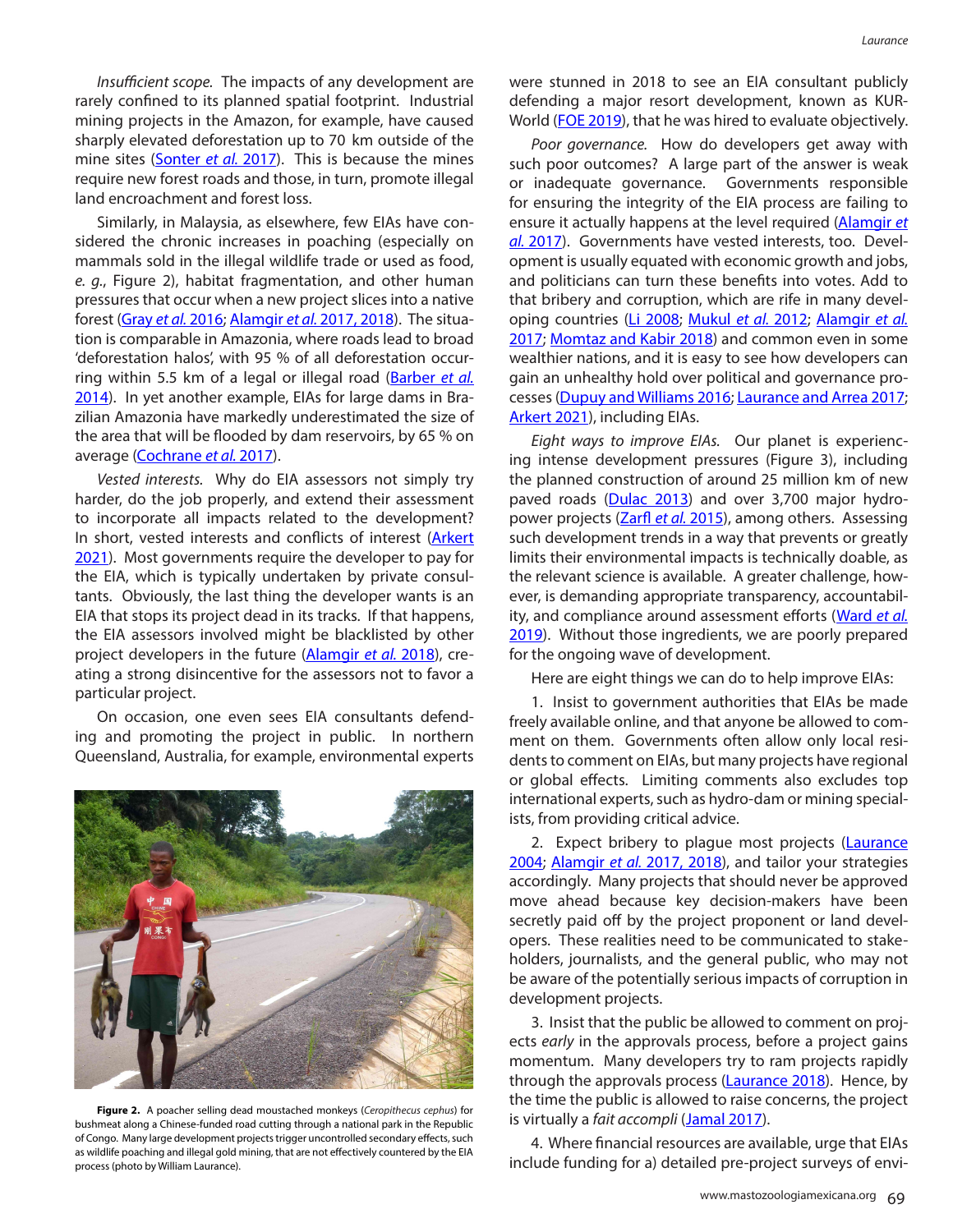*Insufficient scope.* The impacts of any development are rarely confined to its planned spatial footprint. Industrial mining projects in the Amazon, for example, have caused sharply elevated deforestation up to 70 km outside of the mine sites (Sonter *et al.* 2017). This is because the mines require new forest roads and those, in turn, promote illegal land encroachment and forest loss.

Similarly, in Malaysia, as elsewhere, few EIAs have considered the chronic increases in poaching (especially on mammals sold in the illegal wildlife trade or used as food, *e. g.*, Figure 2), habitat fragmentation, and other human pressures that occur when a new project slices into a native forest (Gray *et al.* 2016; Alamgir *et al.* 2017, 2018). The situation is comparable in Amazonia, where roads lead to broad 'deforestation halos', with 95 % of all deforestation occurring within 5.5 km of a legal or illegal road (Barber *et al.* 2014). In yet another example, EIAs for large dams in Brazilian Amazonia have markedly underestimated the size of the area that will be flooded by dam reservoirs, by 65 % on average (Cochrane *et al.* 2017).

*Vested interests.* Why do EIA assessors not simply try harder, do the job properly, and extend their assessment to incorporate all impacts related to the development? In short, vested interests and conflicts of interest (Arkert 2021). Most governments require the developer to pay for the EIA, which is typically undertaken by private consultants. Obviously, the last thing the developer wants is an EIA that stops its project dead in its tracks. If that happens, the EIA assessors involved might be blacklisted by other project developers in the future (Alamgir *et al.* 2018), creating a strong disincentive for the assessors not to favor a particular project.

On occasion, one even sees EIA consultants defending and promoting the project in public. In northern Queensland, Australia, for example, environmental experts were stunned in 2018 to see an EIA consultant publicly defending a major resort development, known as KUR-World (FOE 2019), that he was hired to evaluate objectively.

**Figure 2.** A poacher selling dead moustached monkeys (*Cercopithecus cephus*) for bushmeat along a Chinese-funded road cutting through a national park in the Republic of Congo. Many large development projects trigger uncontrolled secondary effects, such as wildlife poaching and illegal gold mining, that are not effectively countered by the EIA process (photo by William Laurance).

*Poor governance.* How do developers get away with such poor outcomes? A large part of the answer is weak or inadequate governance. Governments responsible for ensuring the integrity of the EIA process are failing to ensure it actually happens at the level required (Alamgir *et al.* 2017). Governments have vested interests, too. Development is usually equated with economic growth and jobs, and politicians can turn these benefits into votes. Add to that bribery and corruption, which are rife in many developing countries (Li 2008; Mukul *et al.* 2012; Alamgir *et al.* 2017; Momtaz and Kabir 2018) and common even in some wealthier nations, and it is easy to see how developers can gain an unhealthy hold over political and governance processes (Dupuy and Williams 2016; Laurance and Arrea 2017; Arkert 2021), including EIAs.

*Eight ways to improve EIAs.* Our planet is experiencing intense development pressures (Figure 3), including the planned construction of around 25 million km of new paved roads (Dulac 2013) and over 3,700 major hydropower projects (Zarfl *et al.* 2015), among others. Assessing such development trends in a way that prevents or greatly limits their environmental impacts is technically doable, as the relevant science is available. A greater challenge, however, is demanding appropriate transparency, accountability, and compliance around assessment efforts (Ward *et al.* 2019). Without those ingredients, we are poorly prepared for the ongoing wave of development.

Here are eight things we can do to help improve EIAs:

1. Insist to government authorities that EIAs be made freely available online, and that anyone be allowed to comment on them. Governments often allow only local residents to comment on EIAs, but many projects have regional or global effects. Limiting comments also excludes top international experts, such as hydro-dam or mining specialists, from providing critical advice.

2. Expect bribery to plague most projects (Laurance 2004; Alamgir *et al.* 2017, 2018), and tailor your strategies accordingly. Many projects that should never be approved move ahead because key decision-makers have been secretly paid off by the project proponent or land developers. These realities need to be communicated to stakeholders, journalists, and the general public, who may not be aware of the potentially serious impacts of corruption in development projects.

3. Insist that the public be allowed to comment on projects *early* in the approvals process, before a project gains momentum. Many developers try to ram projects rapidly through the approvals process (Laurance 2018). Hence, by the time the public is allowed to raise concerns, the project is virtually a *fait accompli* (Jamal 2017).

4. Where financial resources are available, urge that EIAs include funding for a) detailed pre-project surveys of envi-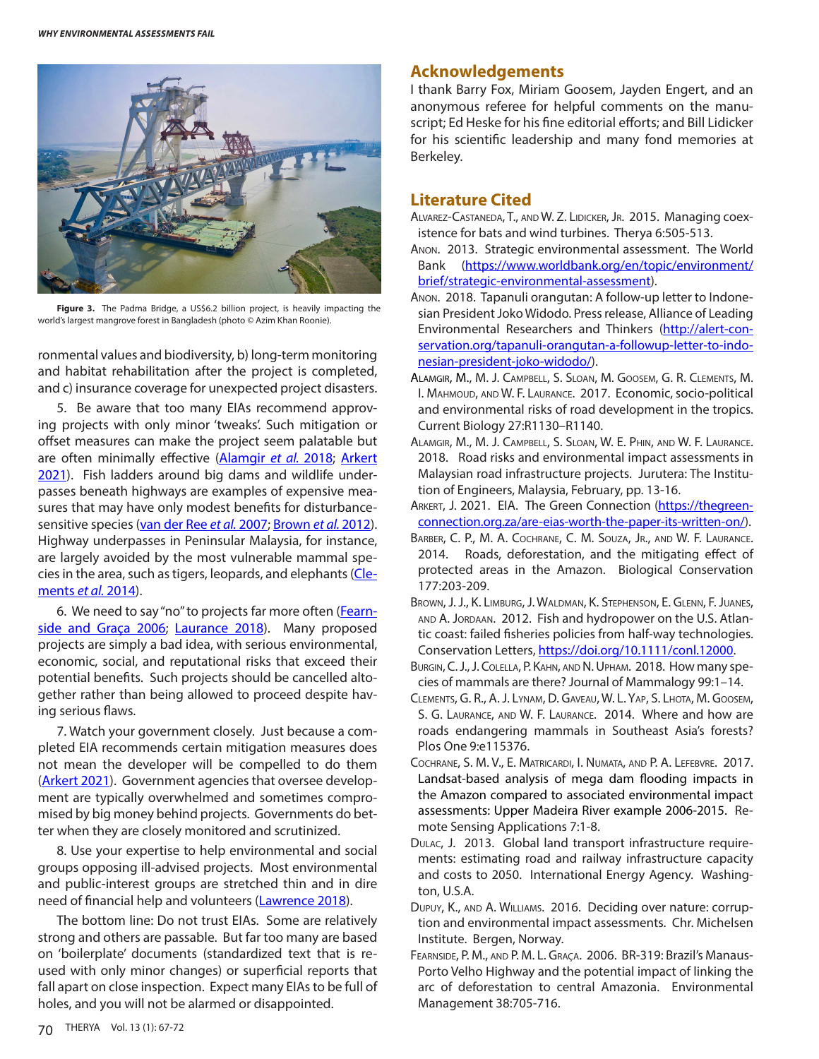Figure 3. The Padma Bridge, a US$6.2 billion project, is heavily impacting the world's largest mangrove forest in Bangladesh (photo © Azim Khan Roonie).

ronmental values and biodiversity, b) long-term monitoring and habitat rehabilitation after the project is completed, and c) insurance coverage for unexpected project disasters.

5. Be aware that too many EIAs recommend approving projects with only minor 'tweaks'. Such mitigation or offset measures can make the project seem palatable but are often minimally effective (Alamgir *et al.* 2018; Arkert 2021). Fish ladders around big dams and wildlife underpasses beneath highways are examples of expensive measures that may have only modest benefits for disturbance-sensitive species (van der Ree *et al.* 2007; Brown *et al.* 2012). Highway underpasses in Peninsular Malaysia, for instance, are largely avoided by the most vulnerable mammal species in the area, such as tigers, leopards, and elephants (Clements *et al.* 2014).

6. We need to say "no" to projects far more often (Fearnside and Graça 2006; Laurance 2018). Many proposed projects are simply a bad idea, with serious environmental, economic, social, and reputational risks that exceed their potential benefits. Such projects should be cancelled altogether rather than being allowed to proceed despite having serious flaws.

7. Watch your government closely. Just because a completed EIA recommends certain mitigation measures does not mean the developer will be compelled to do them (Arkert 2021). Government agencies that oversee development are typically overwhelmed and sometimes compromised by big money behind projects. Governments do better when they are closely monitored and scrutinized.

8. Use your expertise to help environmental and social groups opposing ill-advised projects. Most environmental and public-interest groups are stretched thin and in dire need of financial help and volunteers (Lawrence 2018).

The bottom line: Do not trust EIAs. Some are relatively strong and others are passable. But far too many are based on 'boilerplate' documents (standardized text that is reused with only minor changes) or superficial reports that fall apart on close inspection. Expect many EIAs to be full of holes, and you will not be alarmed or disappointed.

## Acknowledgements

I thank Barry Fox, Miriam Goosem, Jayden Engert, and an anonymous referee for helpful comments on the manuscript; Ed Heske for his fine editorial efforts; and Bill Lidicker for his scientific leadership and many fond memories at Berkeley.

## Literature Cited

Alvarez-Castaneda, T., and W. Z. Lidicker, Jr. 2015. Managing coexistence for bats and wind turbines. Therya 6:505-513.

Anon. 2013. Strategic environmental assessment. The World Bank (https://www.worldbank.org/en/topic/environment/brief/strategic-environmental-assessment).

Anon. 2018. Tapanuli orangutan: A follow-up letter to Indonesian President Joko Widodo. Press release, Alliance of Leading Environmental Researchers and Thinkers (http://alert-conservation.org/tapanuli-orangutan-a-followup-letter-to-indonesian-president-joko-widodo/).

Alamgir, M., M. J. Campbell, S. Sloan, M. Goosem, G. R. Clements, M. I. Mahmoud, and W. F. Laurance. 2017. Economic, socio-political and environmental risks of road development in the tropics. Current Biology 27:R1130–R1140.

Alamgir, M., M. J. Campbell, S. Sloan, W. E. Phin, and W. F. Laurance. 2018. Road risks and environmental impact assessments in Malaysian road infrastructure projects. Jurutera: The Institution of Engineers, Malaysia, February, pp. 13-16.

Arkert, J. 2021. EIA. The Green Connection (https://thegreenconnection.org.za/are-eias-worth-the-paper-its-written-on/).

Barber, C. P., M. A. Cochrane, C. M. Souza, Jr., and W. F. Laurance. 2014. Roads, deforestation, and the mitigating effect of protected areas in the Amazon. Biological Conservation 177:203-209.

Brown, J. J., K. Limburg, J. Waldman, K. Stephenson, E. Glenn, F. Juanes, and A. Jordaan. 2012. Fish and hydropower on the U.S. Atlantic coast: failed fisheries policies from half-way technologies. Conservation Letters, https://doi.org/10.1111/conl.12000.

Burgin, C. J., J. Colella, P. Kahn, and N. Upham. 2018. How many species of mammals are there? Journal of Mammalogy 99:1–14.

Clements, G. R., A. J. Lynam, D. Gaveau, W. L. Yap, S. Lhota, M. Goosem, S. G. Laurance, and W. F. Laurance. 2014. Where and how are roads endangering mammals in Southeast Asia's forests? Plos One 9:e115376.

Cochrane, S. M. V., E. Matricardi, I. Numata, and P. A. Lefebvre. 2017. Landsat-based analysis of mega dam flooding impacts in the Amazon compared to associated environmental impact assessments: Upper Madeira River example 2006-2015. Remote Sensing Applications 7:1-8.

Dulac, J. 2013. Global land transport infrastructure requirements: estimating road and railway infrastructure capacity and costs to 2050. International Energy Agency. Washington, U.S.A.

Dupuy, K., and A. Williams. 2016. Deciding over nature: corruption and environmental impact assessments. Chr. Michelsen Institute. Bergen, Norway.

Fearnside, P. M., and P. M. L. Graça. 2006. BR-319: Brazil's Manaus-Porto Velho Highway and the potential impact of linking the arc of deforestation to central Amazonia. Environmental Management 38:705-716.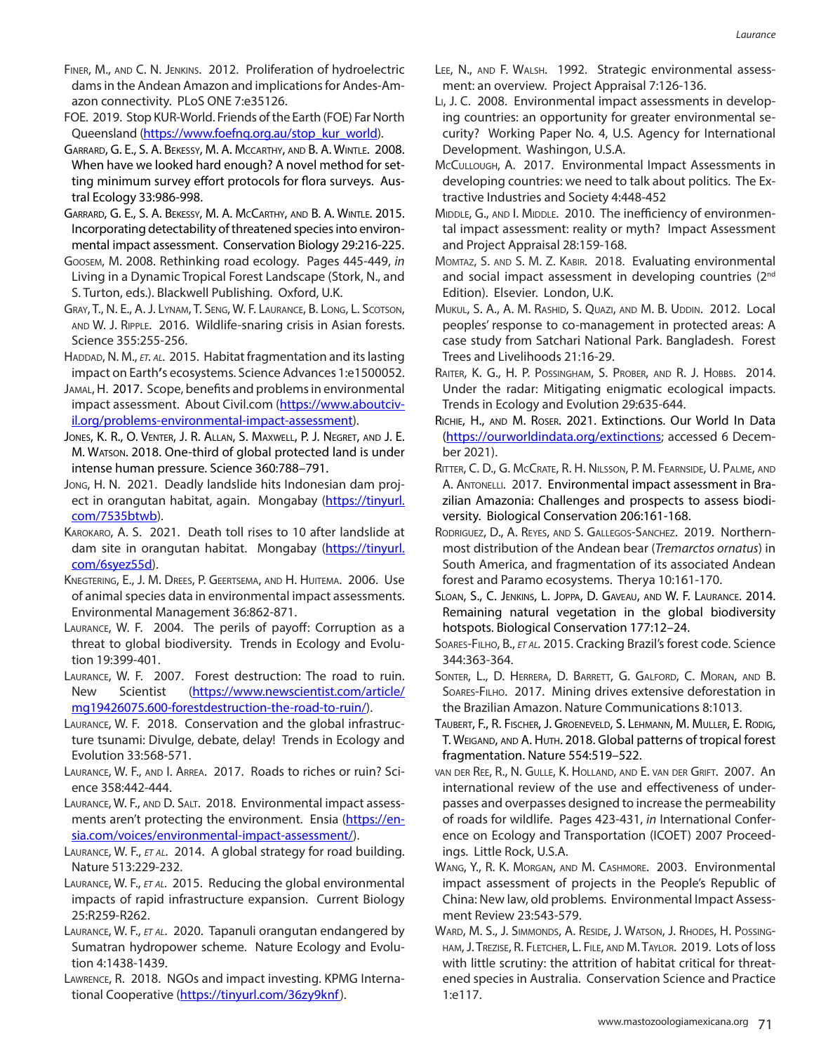Finer, M., and C. N. Jenkins. 2012. Proliferation of hydroelectric dams in the Andean Amazon and implications for Andes-Amazon connectivity. PLoS ONE 7:e35126.

FOE. 2019. Stop KUR-World. Friends of the Earth (FOE) Far North Queensland (https://www.foefnq.org.au/stop_kur_world).

Garrard, G. E., S. A. Bekessy, M. A. McCarthy, and B. A. Wintle. 2008. When have we looked hard enough? A novel method for setting minimum survey effort protocols for flora surveys. Austral Ecology 33:986-998.

Garrard, G. E., S. A. Bekessy, M. A. McCarthy, and B. A. Wintle. 2015. Incorporating detectability of threatened species into environmental impact assessment. Conservation Biology 29:216-225.

Goosem, M. 2008. Rethinking road ecology. Pages 445-449, *in* Living in a Dynamic Tropical Forest Landscape (Stork, N., and S. Turton, eds.). Blackwell Publishing. Oxford, U.K.

Gray, T., N. E., A. J. Lynam, T. Seng, W. F. Laurance, B. Long, L. Scotson, and W. J. Ripple. 2016. Wildlife-snaring crisis in Asian forests. Science 355:255-256.

Haddad, N. M., *et al*. 2015. Habitat fragmentation and its lasting impact on Earth's ecosystems. Science Advances 1:e1500052.

Jamal, H. 2017. Scope, benefits and problems in environmental impact assessment. About Civil.com (https://www.aboutcivil.org/problems-environmental-impact-assessment).

Jones, K. R., O. Venter, J. R. Allan, S. Maxwell, P. J. Negret, and J. E. M. Watson. 2018. One-third of global protected land is under intense human pressure. Science 360:788–791.

Jong, H. N. 2021. Deadly landslide hits Indonesian dam project in orangutan habitat, again. Mongabay (https://tinyurl.com/7535btwb).

Karokaro, A. S. 2021. Death toll rises to 10 after landslide at dam site in orangutan habitat. Mongabay (https://tinyurl.com/6syez55d).

Knegtering, E., J. M. Drees, P. Geertsema, and H. Huitema. 2006. Use of animal species data in environmental impact assessments. Environmental Management 36:862-871.

Laurance, W. F. 2004. The perils of payoff: Corruption as a threat to global biodiversity. Trends in Ecology and Evolution 19:399-401.

Laurance, W. F. 2007. Forest destruction: The road to ruin. New Scientist (https://www.newscientist.com/article/mg19426075.600-forestdestruction-the-road-to-ruin/).

Laurance, W. F. 2018. Conservation and the global infrastructure tsunami: Divulge, debate, delay! Trends in Ecology and Evolution 33:568-571.

Laurance, W. F., and I. Arrea. 2017. Roads to riches or ruin? Science 358:442-444.

Laurance, W. F., and D. Salt. 2018. Environmental impact assessments aren't protecting the environment. Ensia (https://ensia.com/voices/environmental-impact-assessment/).

Laurance, W. F., *et al*. 2014. A global strategy for road building. Nature 513:229-232.

Laurance, W. F., *et al*. 2015. Reducing the global environmental impacts of rapid infrastructure expansion. Current Biology 25:R259-R262.

Laurance, W. F., *et al*. 2020. Tapanuli orangutan endangered by Sumatran hydropower scheme. Nature Ecology and Evolution 4:1438-1439.

Lawrence, R. 2018. NGOs and impact investing. KPMG International Cooperative (https://tinyurl.com/36zy9knf).

Lee, N., and F. Walsh. 1992. Strategic environmental assessment: an overview. Project Appraisal 7:126-136.

Li, J. C. 2008. Environmental impact assessments in developing countries: an opportunity for greater environmental security? Working Paper No. 4, U.S. Agency for International Development. Washington, U.S.A.

McCullough, A. 2017. Environmental Impact Assessments in developing countries: we need to talk about politics. The Extractive Industries and Society 4:448-452

Middle, G., and I. Middle. 2010. The inefficiency of environmental impact assessment: reality or myth? Impact Assessment and Project Appraisal 28:159-168.

Momtaz, S. and S. M. Z. Kabir. 2018. Evaluating environmental and social impact assessment in developing countries (2nd Edition). Elsevier. London, U.K.

Mukul, S. A., A. M. Rashid, S. Quazi, and M. B. Uddin. 2012. Local peoples' response to co-management in protected areas: A case study from Satchari National Park. Bangladesh. Forest Trees and Livelihoods 21:16-29.

Raiter, K. G., H. P. Possingham, S. Prober, and R. J. Hobbs. 2014. Under the radar: Mitigating enigmatic ecological impacts. Trends in Ecology and Evolution 29:635-644.

Richie, H., and M. Roser. 2021. Extinctions. Our World In Data (https://ourworldindata.org/extinctions; accessed 6 December 2021).

Ritter, C. D., G. McCrate, R. H. Nilsson, P. M. Fearnside, U. Palme, and A. Antonelli. 2017. Environmental impact assessment in Brazilian Amazonia: Challenges and prospects to assess biodiversity. Biological Conservation 206:161-168.

Rodriguez, D., A. Reyes, and S. Gallegos-Sanchez. 2019. Northernmost distribution of the Andean bear (*Tremarctos ornatus*) in South America, and fragmentation of its associated Andean forest and Paramo ecosystems. Therya 10:161-170.

Sloan, S., C. Jenkins, L. Joppa, D. Gaveau, and W. F. Laurance. 2014. Remaining natural vegetation in the global biodiversity hotspots. Biological Conservation 177:12–24.

Soares-Filho, B., *et al*. 2015. Cracking Brazil's forest code. Science 344:363-364.

Sonter, L., D. Herrera, D. Barrett, G. Galford, C. Moran, and B. Soares-Filho. 2017. Mining drives extensive deforestation in the Brazilian Amazon. Nature Communications 8:1013.

Taubert, F., R. Fischer, J. Groeneveld, S. Lehmann, M. Muller, E. Rodig, T. Weigand, and A. Huth. 2018. Global patterns of tropical forest fragmentation. Nature 554:519–522.

van der Ree, R., N. Gulle, K. Holland, and E. van der Grift. 2007. An international review of the use and effectiveness of underpasses and overpasses designed to increase the permeability of roads for wildlife. Pages 423-431, *in* International Conference on Ecology and Transportation (ICOET) 2007 Proceedings. Little Rock, U.S.A.

Wang, Y., R. K. Morgan, and M. Cashmore. 2003. Environmental impact assessment of projects in the People's Republic of China: New law, old problems. Environmental Impact Assessment Review 23:543-579.

Ward, M. S., J. Simmonds, A. Reside, J. Watson, J. Rhodes, H. Possingham, J. Trezise, R. Fletcher, L. File, and M. Taylor. 2019. Lots of loss with little scrutiny: the attrition of habitat critical for threatened species in Australia. Conservation Science and Practice 1:e117.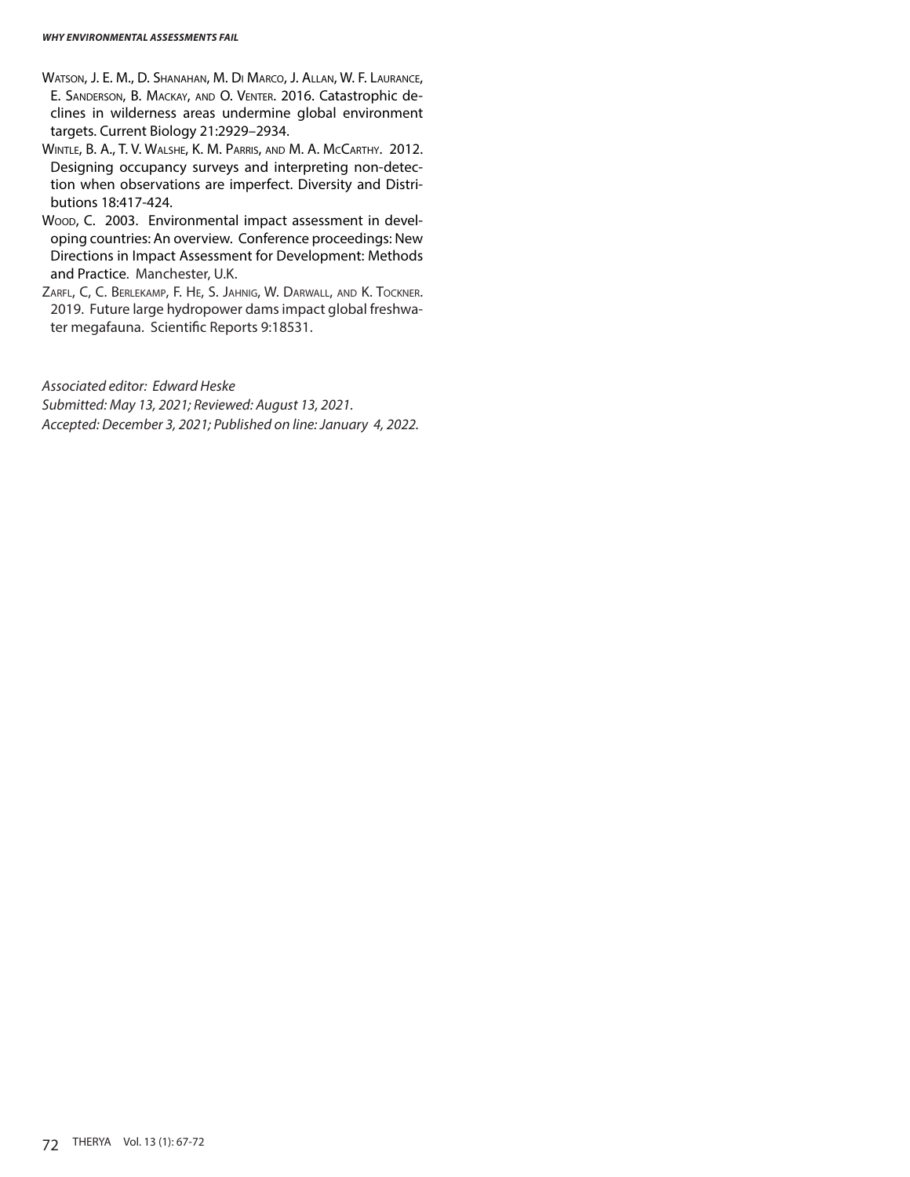Watson, J. E. M., D. Shanahan, M. Di Marco, J. Allan, W. F. Laurance, E. Sanderson, B. Mackay, and O. Venter. 2016. Catastrophic declines in wilderness areas undermine global environment targets. Current Biology 21:2929–2934.

Wintle, B. A., T. V. Walshe, K. M. Parris, and M. A. McCarthy. 2012. Designing occupancy surveys and interpreting non-detection when observations are imperfect. Diversity and Distributions 18:417-424.

Wood, C. 2003. Environmental impact assessment in developing countries: An overview. Conference proceedings: New Directions in Impact Assessment for Development: Methods and Practice. Manchester, U.K.

Zarfl, C, C. Berlekamp, F. He, S. Jahnig, W. Darwall, and K. Tockner. 2019. Future large hydropower dams impact global freshwater megafauna. Scientific Reports 9:18531.

*Associated editor: Edward Heske*
*Submitted: May 13, 2021; Reviewed: August 13, 2021.*
*Accepted: December 3, 2021; Published on line: January 4, 2022.*